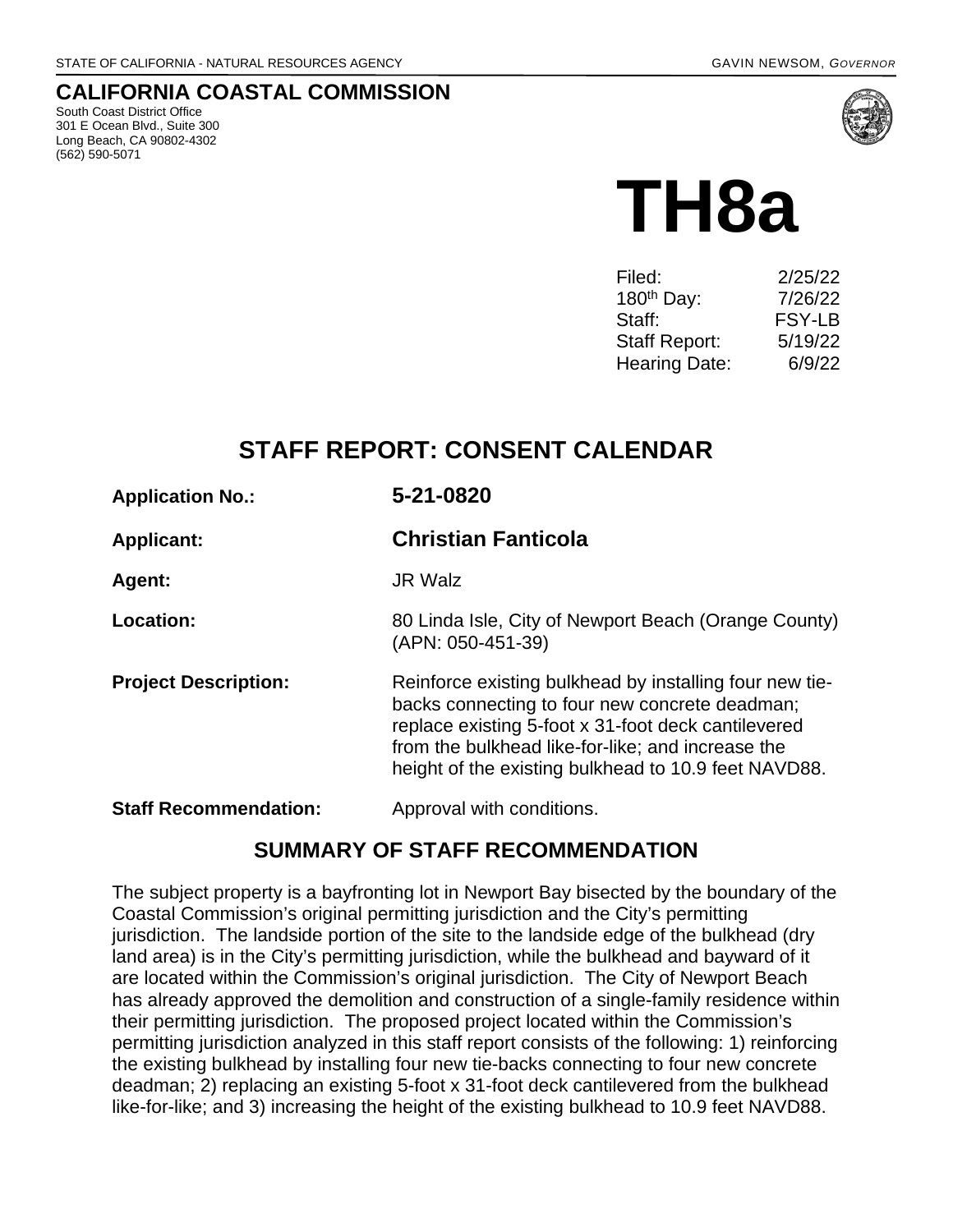STATE OF CALIFORNIA - NATURAL RESOURCES AGENCY GAVIN NEWSOM, *GOVERNOR*

# CALIFORNIA COASTAL COMMISSION

South Coast District Office
301 E Ocean Blvd., Suite 300
Long Beach, CA 90802-4302
(562) 590-5071

# TH8a

| | |
|---|---|
| Filed: | 2/25/22 |
| 180th Day: | 7/26/22 |
| Staff: | FSY-LB |
| Staff Report: | 5/19/22 |
| Hearing Date: | 6/9/22 |

## STAFF REPORT: CONSENT CALENDAR

**Application No.:** **5-21-0820**

**Applicant:** **Christian Fanticola**

**Agent:** JR Walz

**Location:** 80 Linda Isle, City of Newport Beach (Orange County) (APN: 050-451-39)

**Project Description:** Reinforce existing bulkhead by installing four new tie-backs connecting to four new concrete deadman; replace existing 5-foot x 31-foot deck cantilevered from the bulkhead like-for-like; and increase the height of the existing bulkhead to 10.9 feet NAVD88.

**Staff Recommendation:** Approval with conditions.

## SUMMARY OF STAFF RECOMMENDATION

The subject property is a bayfronting lot in Newport Bay bisected by the boundary of the Coastal Commission's original permitting jurisdiction and the City's permitting jurisdiction. The landside portion of the site to the landside edge of the bulkhead (dry land area) is in the City's permitting jurisdiction, while the bulkhead and bayward of it are located within the Commission's original jurisdiction. The City of Newport Beach has already approved the demolition and construction of a single-family residence within their permitting jurisdiction. The proposed project located within the Commission's permitting jurisdiction analyzed in this staff report consists of the following: 1) reinforcing the existing bulkhead by installing four new tie-backs connecting to four new concrete deadman; 2) replacing an existing 5-foot x 31-foot deck cantilevered from the bulkhead like-for-like; and 3) increasing the height of the existing bulkhead to 10.9 feet NAVD88.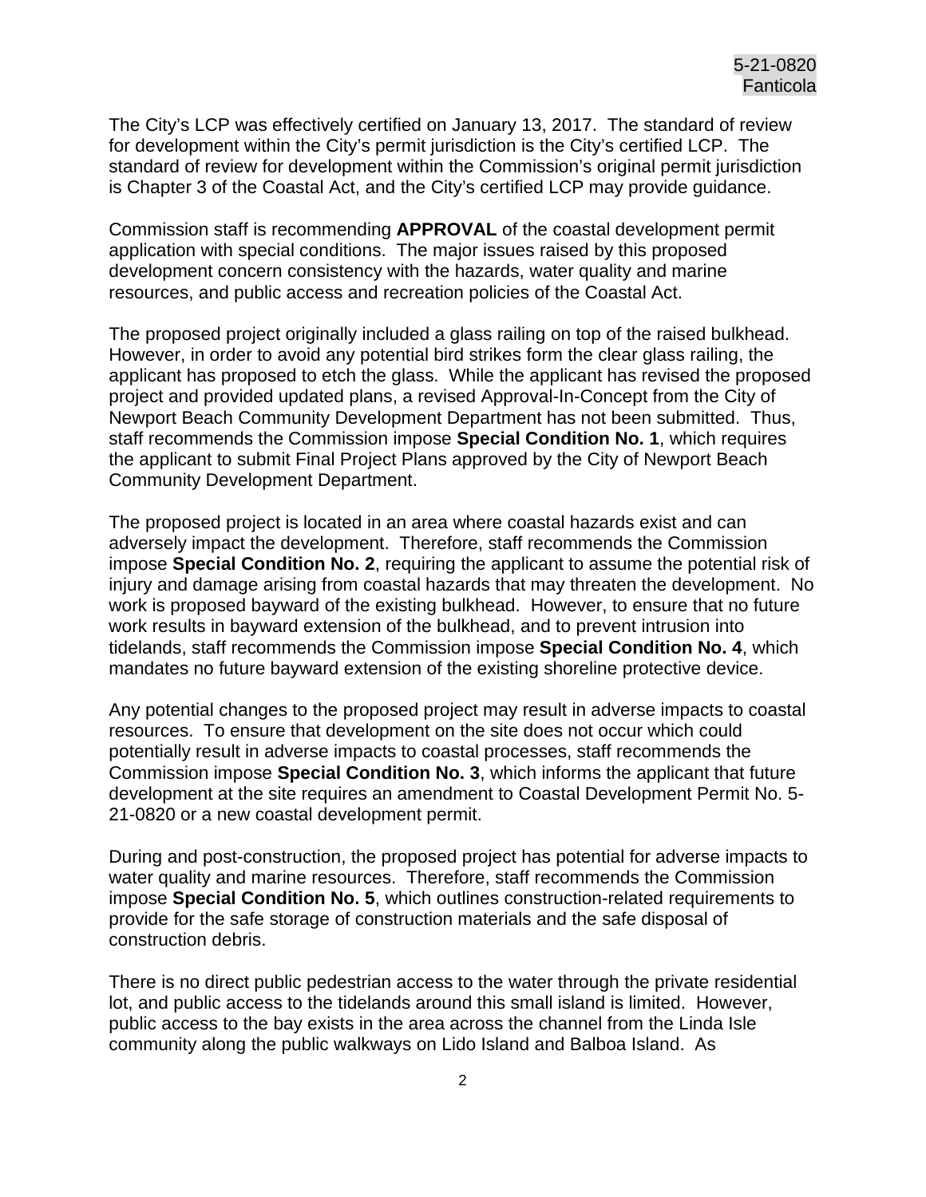The City's LCP was effectively certified on January 13, 2017. The standard of review for development within the City's permit jurisdiction is the City's certified LCP. The standard of review for development within the Commission's original permit jurisdiction is Chapter 3 of the Coastal Act, and the City's certified LCP may provide guidance.

Commission staff is recommending **APPROVAL** of the coastal development permit application with special conditions. The major issues raised by this proposed development concern consistency with the hazards, water quality and marine resources, and public access and recreation policies of the Coastal Act.

The proposed project originally included a glass railing on top of the raised bulkhead. However, in order to avoid any potential bird strikes form the clear glass railing, the applicant has proposed to etch the glass. While the applicant has revised the proposed project and provided updated plans, a revised Approval-In-Concept from the City of Newport Beach Community Development Department has not been submitted. Thus, staff recommends the Commission impose **Special Condition No. 1**, which requires the applicant to submit Final Project Plans approved by the City of Newport Beach Community Development Department.

The proposed project is located in an area where coastal hazards exist and can adversely impact the development. Therefore, staff recommends the Commission impose **Special Condition No. 2**, requiring the applicant to assume the potential risk of injury and damage arising from coastal hazards that may threaten the development. No work is proposed bayward of the existing bulkhead. However, to ensure that no future work results in bayward extension of the bulkhead, and to prevent intrusion into tidelands, staff recommends the Commission impose **Special Condition No. 4**, which mandates no future bayward extension of the existing shoreline protective device.

Any potential changes to the proposed project may result in adverse impacts to coastal resources. To ensure that development on the site does not occur which could potentially result in adverse impacts to coastal processes, staff recommends the Commission impose **Special Condition No. 3**, which informs the applicant that future development at the site requires an amendment to Coastal Development Permit No. 5-21-0820 or a new coastal development permit.

During and post-construction, the proposed project has potential for adverse impacts to water quality and marine resources. Therefore, staff recommends the Commission impose **Special Condition No. 5**, which outlines construction-related requirements to provide for the safe storage of construction materials and the safe disposal of construction debris.

There is no direct public pedestrian access to the water through the private residential lot, and public access to the tidelands around this small island is limited. However, public access to the bay exists in the area across the channel from the Linda Isle community along the public walkways on Lido Island and Balboa Island. As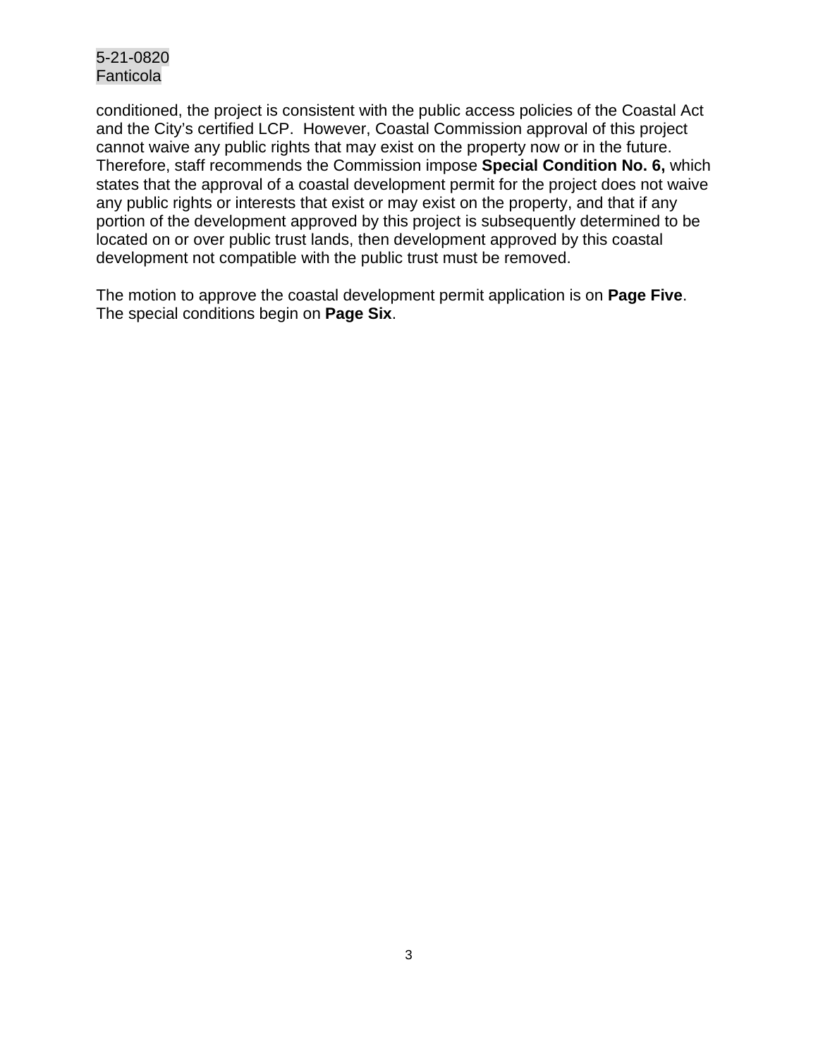conditioned, the project is consistent with the public access policies of the Coastal Act and the City's certified LCP. However, Coastal Commission approval of this project cannot waive any public rights that may exist on the property now or in the future. Therefore, staff recommends the Commission impose **Special Condition No. 6,** which states that the approval of a coastal development permit for the project does not waive any public rights or interests that exist or may exist on the property, and that if any portion of the development approved by this project is subsequently determined to be located on or over public trust lands, then development approved by this coastal development not compatible with the public trust must be removed.

The motion to approve the coastal development permit application is on **Page Five**. The special conditions begin on **Page Six**.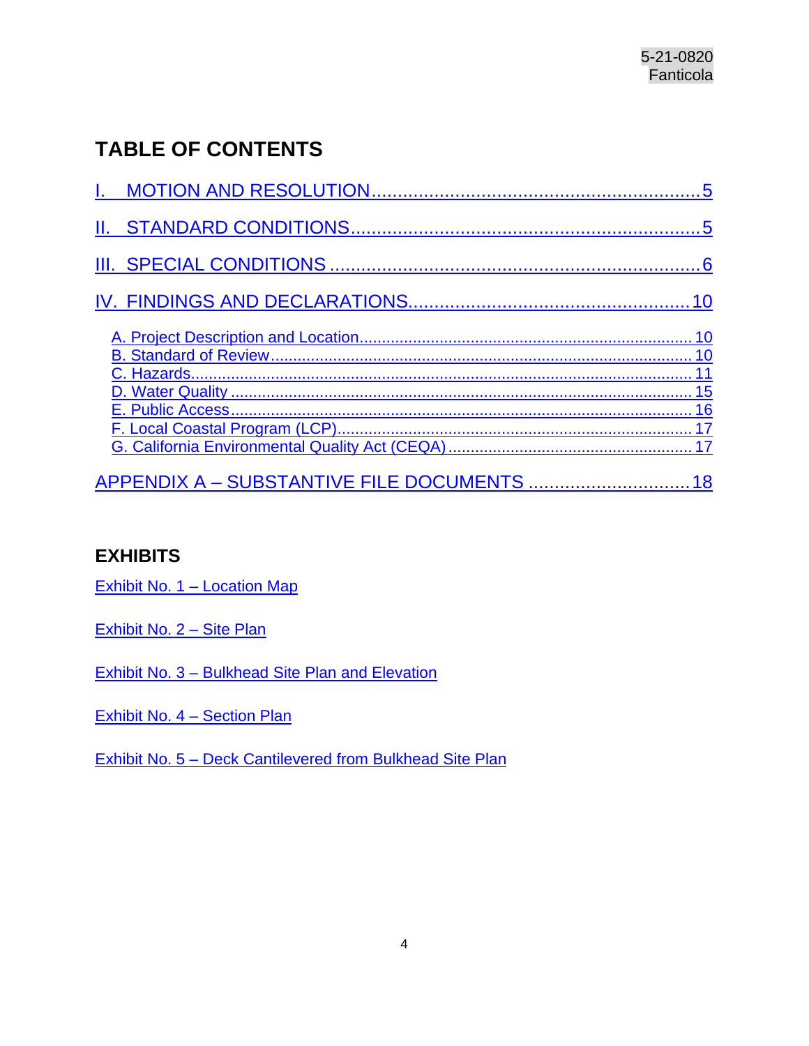## TABLE OF CONTENTS

I. MOTION AND RESOLUTION ............................................................ 5

II. STANDARD CONDITIONS ............................................................ 5

III. SPECIAL CONDITIONS ............................................................ 6

IV. FINDINGS AND DECLARATIONS ............................................................ 10

- A. Project Description and Location ............................................................ 10
- B. Standard of Review ............................................................ 10
- C. Hazards ............................................................ 11
- D. Water Quality ............................................................ 15
- E. Public Access ............................................................ 16
- F. Local Coastal Program (LCP) ............................................................ 17
- G. California Environmental Quality Act (CEQA) ............................................................ 17

APPENDIX A – SUBSTANTIVE FILE DOCUMENTS ............................................................ 18

## EXHIBITS

Exhibit No. 1 – Location Map

Exhibit No. 2 – Site Plan

Exhibit No. 3 – Bulkhead Site Plan and Elevation

Exhibit No. 4 – Section Plan

Exhibit No. 5 – Deck Cantilevered from Bulkhead Site Plan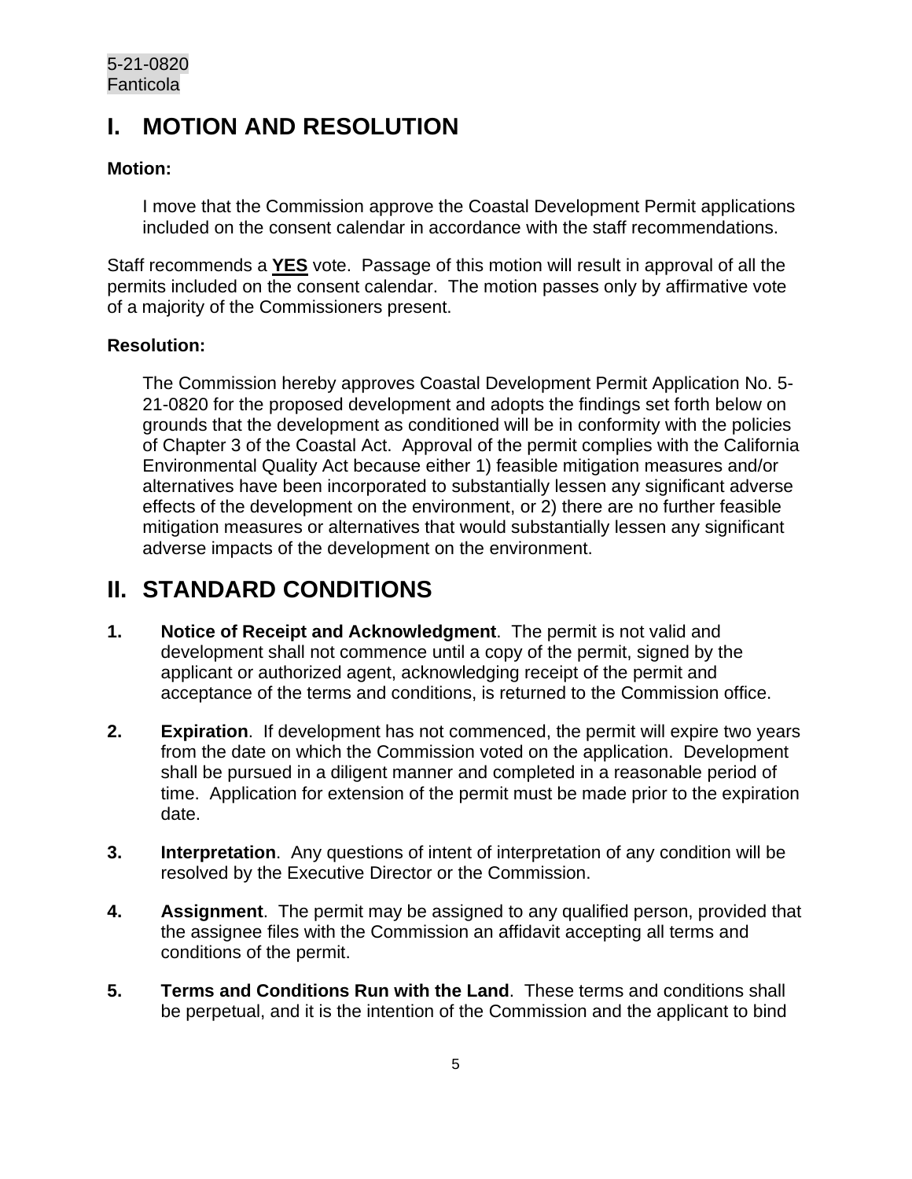# I. MOTION AND RESOLUTION

**Motion:**

> I move that the Commission approve the Coastal Development Permit applications included on the consent calendar in accordance with the staff recommendations.

Staff recommends a **YES** vote. Passage of this motion will result in approval of all the permits included on the consent calendar. The motion passes only by affirmative vote of a majority of the Commissioners present.

**Resolution:**

> The Commission hereby approves Coastal Development Permit Application No. 5-21-0820 for the proposed development and adopts the findings set forth below on grounds that the development as conditioned will be in conformity with the policies of Chapter 3 of the Coastal Act. Approval of the permit complies with the California Environmental Quality Act because either 1) feasible mitigation measures and/or alternatives have been incorporated to substantially lessen any significant adverse effects of the development on the environment, or 2) there are no further feasible mitigation measures or alternatives that would substantially lessen any significant adverse impacts of the development on the environment.

# II. STANDARD CONDITIONS

1. **Notice of Receipt and Acknowledgment**. The permit is not valid and development shall not commence until a copy of the permit, signed by the applicant or authorized agent, acknowledging receipt of the permit and acceptance of the terms and conditions, is returned to the Commission office.

2. **Expiration**. If development has not commenced, the permit will expire two years from the date on which the Commission voted on the application. Development shall be pursued in a diligent manner and completed in a reasonable period of time. Application for extension of the permit must be made prior to the expiration date.

3. **Interpretation**. Any questions of intent of interpretation of any condition will be resolved by the Executive Director or the Commission.

4. **Assignment**. The permit may be assigned to any qualified person, provided that the assignee files with the Commission an affidavit accepting all terms and conditions of the permit.

5. **Terms and Conditions Run with the Land**. These terms and conditions shall be perpetual, and it is the intention of the Commission and the applicant to bind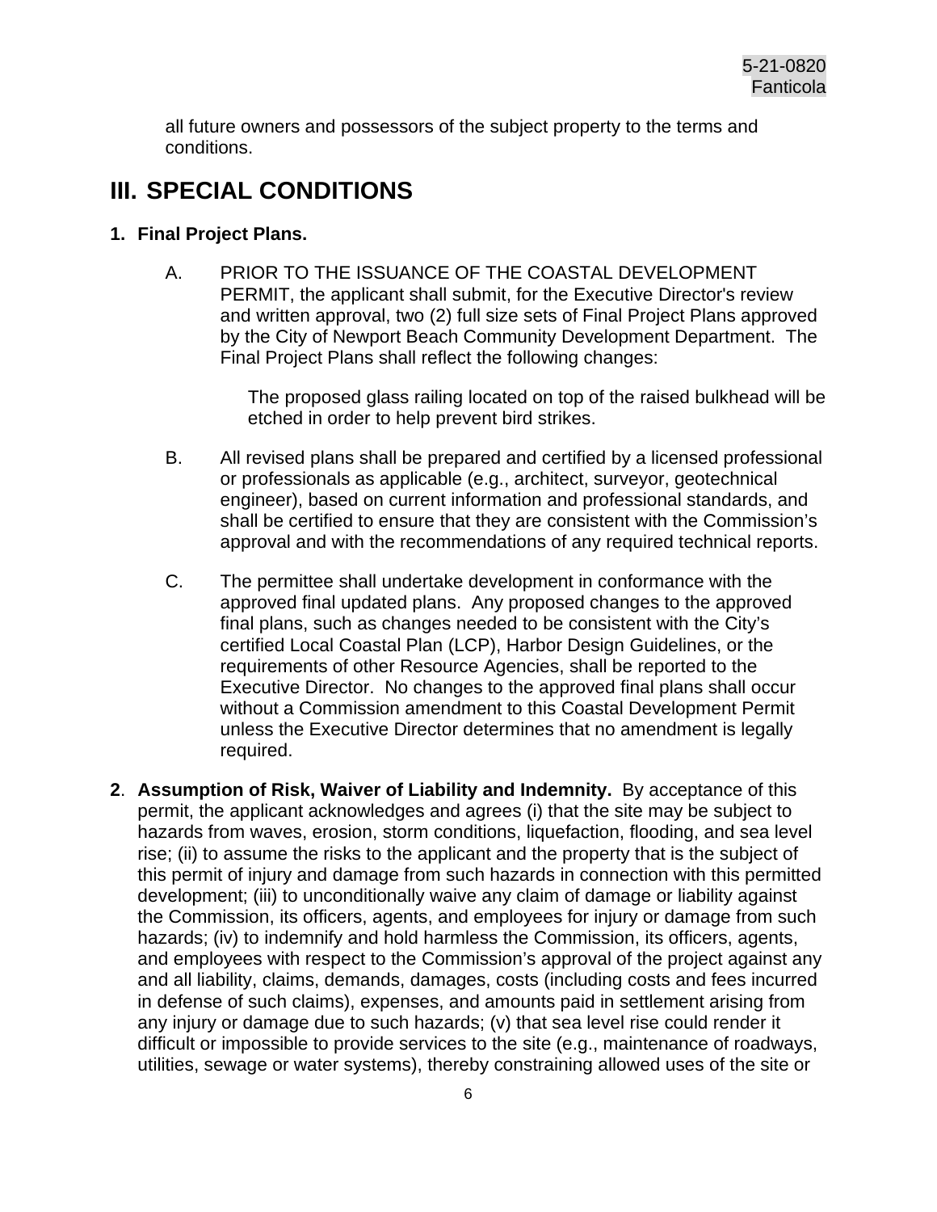all future owners and possessors of the subject property to the terms and conditions.

# III. SPECIAL CONDITIONS

**1. Final Project Plans.**

A. PRIOR TO THE ISSUANCE OF THE COASTAL DEVELOPMENT PERMIT, the applicant shall submit, for the Executive Director's review and written approval, two (2) full size sets of Final Project Plans approved by the City of Newport Beach Community Development Department. The Final Project Plans shall reflect the following changes:

The proposed glass railing located on top of the raised bulkhead will be etched in order to help prevent bird strikes.

B. All revised plans shall be prepared and certified by a licensed professional or professionals as applicable (e.g., architect, surveyor, geotechnical engineer), based on current information and professional standards, and shall be certified to ensure that they are consistent with the Commission's approval and with the recommendations of any required technical reports.

C. The permittee shall undertake development in conformance with the approved final updated plans. Any proposed changes to the approved final plans, such as changes needed to be consistent with the City's certified Local Coastal Plan (LCP), Harbor Design Guidelines, or the requirements of other Resource Agencies, shall be reported to the Executive Director. No changes to the approved final plans shall occur without a Commission amendment to this Coastal Development Permit unless the Executive Director determines that no amendment is legally required.

**2**. **Assumption of Risk, Waiver of Liability and Indemnity.** By acceptance of this permit, the applicant acknowledges and agrees (i) that the site may be subject to hazards from waves, erosion, storm conditions, liquefaction, flooding, and sea level rise; (ii) to assume the risks to the applicant and the property that is the subject of this permit of injury and damage from such hazards in connection with this permitted development; (iii) to unconditionally waive any claim of damage or liability against the Commission, its officers, agents, and employees for injury or damage from such hazards; (iv) to indemnify and hold harmless the Commission, its officers, agents, and employees with respect to the Commission's approval of the project against any and all liability, claims, demands, damages, costs (including costs and fees incurred in defense of such claims), expenses, and amounts paid in settlement arising from any injury or damage due to such hazards; (v) that sea level rise could render it difficult or impossible to provide services to the site (e.g., maintenance of roadways, utilities, sewage or water systems), thereby constraining allowed uses of the site or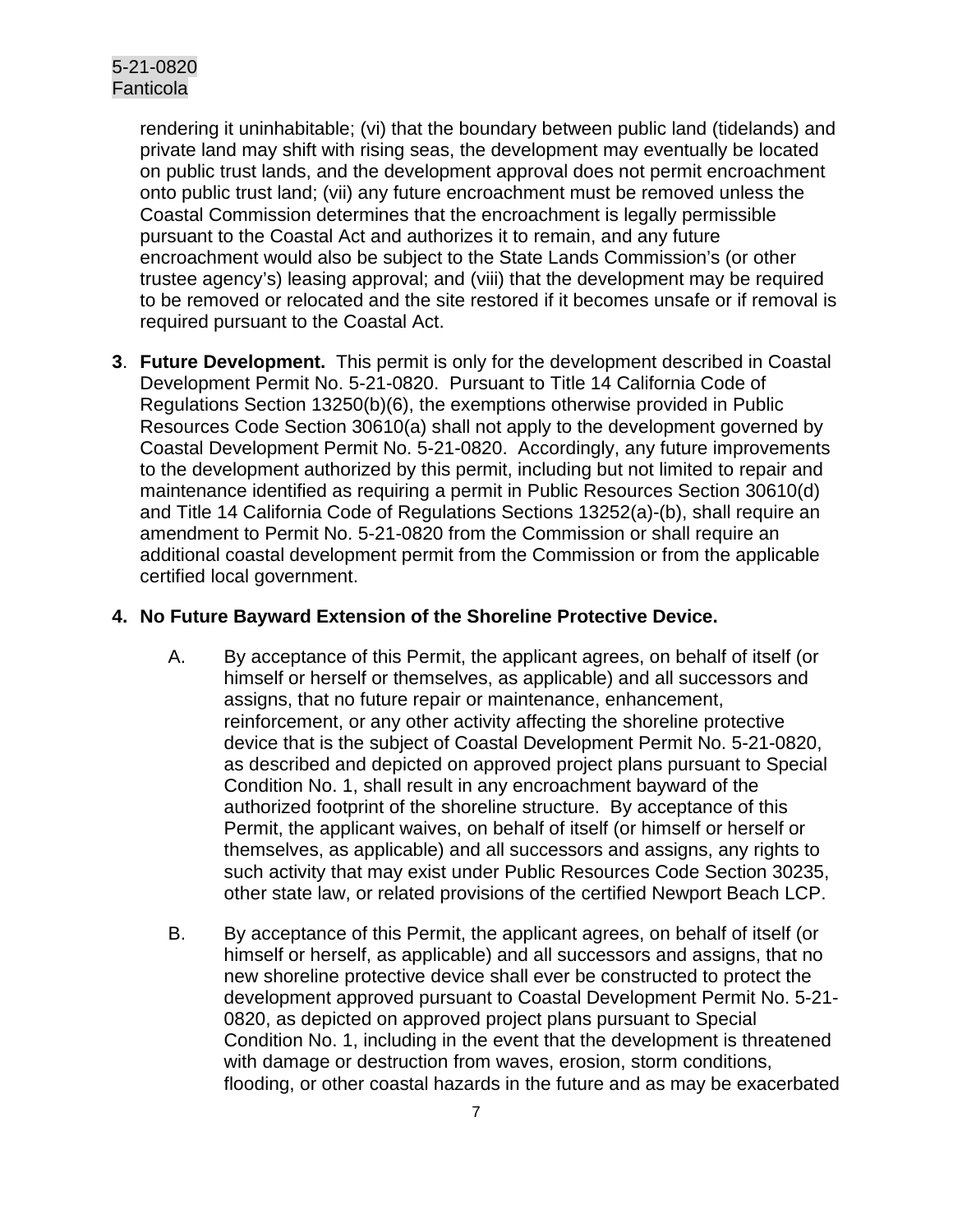rendering it uninhabitable; (vi) that the boundary between public land (tidelands) and private land may shift with rising seas, the development may eventually be located on public trust lands, and the development approval does not permit encroachment onto public trust land; (vii) any future encroachment must be removed unless the Coastal Commission determines that the encroachment is legally permissible pursuant to the Coastal Act and authorizes it to remain, and any future encroachment would also be subject to the State Lands Commission's (or other trustee agency's) leasing approval; and (viii) that the development may be required to be removed or relocated and the site restored if it becomes unsafe or if removal is required pursuant to the Coastal Act.

**3**. **Future Development.** This permit is only for the development described in Coastal Development Permit No. 5-21-0820. Pursuant to Title 14 California Code of Regulations Section 13250(b)(6), the exemptions otherwise provided in Public Resources Code Section 30610(a) shall not apply to the development governed by Coastal Development Permit No. 5-21-0820. Accordingly, any future improvements to the development authorized by this permit, including but not limited to repair and maintenance identified as requiring a permit in Public Resources Section 30610(d) and Title 14 California Code of Regulations Sections 13252(a)-(b), shall require an amendment to Permit No. 5-21-0820 from the Commission or shall require an additional coastal development permit from the Commission or from the applicable certified local government.

**4. No Future Bayward Extension of the Shoreline Protective Device.**

A. By acceptance of this Permit, the applicant agrees, on behalf of itself (or himself or herself or themselves, as applicable) and all successors and assigns, that no future repair or maintenance, enhancement, reinforcement, or any other activity affecting the shoreline protective device that is the subject of Coastal Development Permit No. 5-21-0820, as described and depicted on approved project plans pursuant to Special Condition No. 1, shall result in any encroachment bayward of the authorized footprint of the shoreline structure. By acceptance of this Permit, the applicant waives, on behalf of itself (or himself or herself or themselves, as applicable) and all successors and assigns, any rights to such activity that may exist under Public Resources Code Section 30235, other state law, or related provisions of the certified Newport Beach LCP.

B. By acceptance of this Permit, the applicant agrees, on behalf of itself (or himself or herself, as applicable) and all successors and assigns, that no new shoreline protective device shall ever be constructed to protect the development approved pursuant to Coastal Development Permit No. 5-21-0820, as depicted on approved project plans pursuant to Special Condition No. 1, including in the event that the development is threatened with damage or destruction from waves, erosion, storm conditions, flooding, or other coastal hazards in the future and as may be exacerbated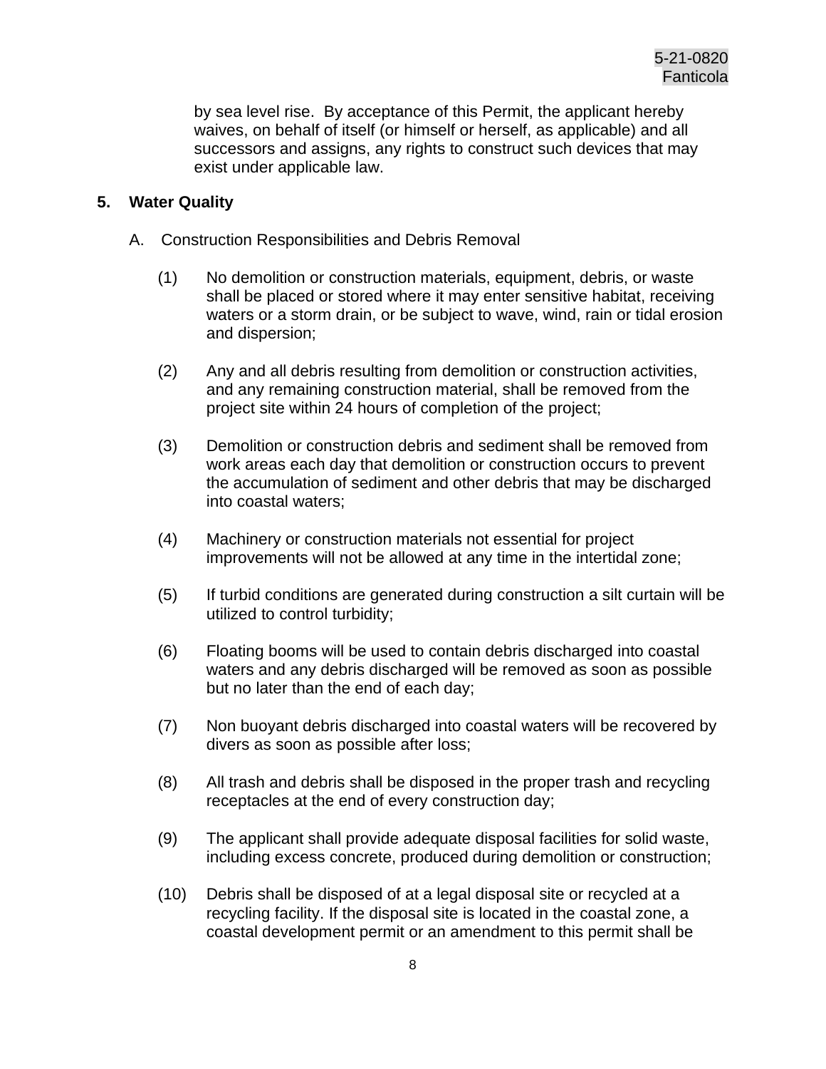by sea level rise. By acceptance of this Permit, the applicant hereby waives, on behalf of itself (or himself or herself, as applicable) and all successors and assigns, any rights to construct such devices that may exist under applicable law.

**5. Water Quality**

A. Construction Responsibilities and Debris Removal

(1) No demolition or construction materials, equipment, debris, or waste shall be placed or stored where it may enter sensitive habitat, receiving waters or a storm drain, or be subject to wave, wind, rain or tidal erosion and dispersion;

(2) Any and all debris resulting from demolition or construction activities, and any remaining construction material, shall be removed from the project site within 24 hours of completion of the project;

(3) Demolition or construction debris and sediment shall be removed from work areas each day that demolition or construction occurs to prevent the accumulation of sediment and other debris that may be discharged into coastal waters;

(4) Machinery or construction materials not essential for project improvements will not be allowed at any time in the intertidal zone;

(5) If turbid conditions are generated during construction a silt curtain will be utilized to control turbidity;

(6) Floating booms will be used to contain debris discharged into coastal waters and any debris discharged will be removed as soon as possible but no later than the end of each day;

(7) Non buoyant debris discharged into coastal waters will be recovered by divers as soon as possible after loss;

(8) All trash and debris shall be disposed in the proper trash and recycling receptacles at the end of every construction day;

(9) The applicant shall provide adequate disposal facilities for solid waste, including excess concrete, produced during demolition or construction;

(10) Debris shall be disposed of at a legal disposal site or recycled at a recycling facility. If the disposal site is located in the coastal zone, a coastal development permit or an amendment to this permit shall be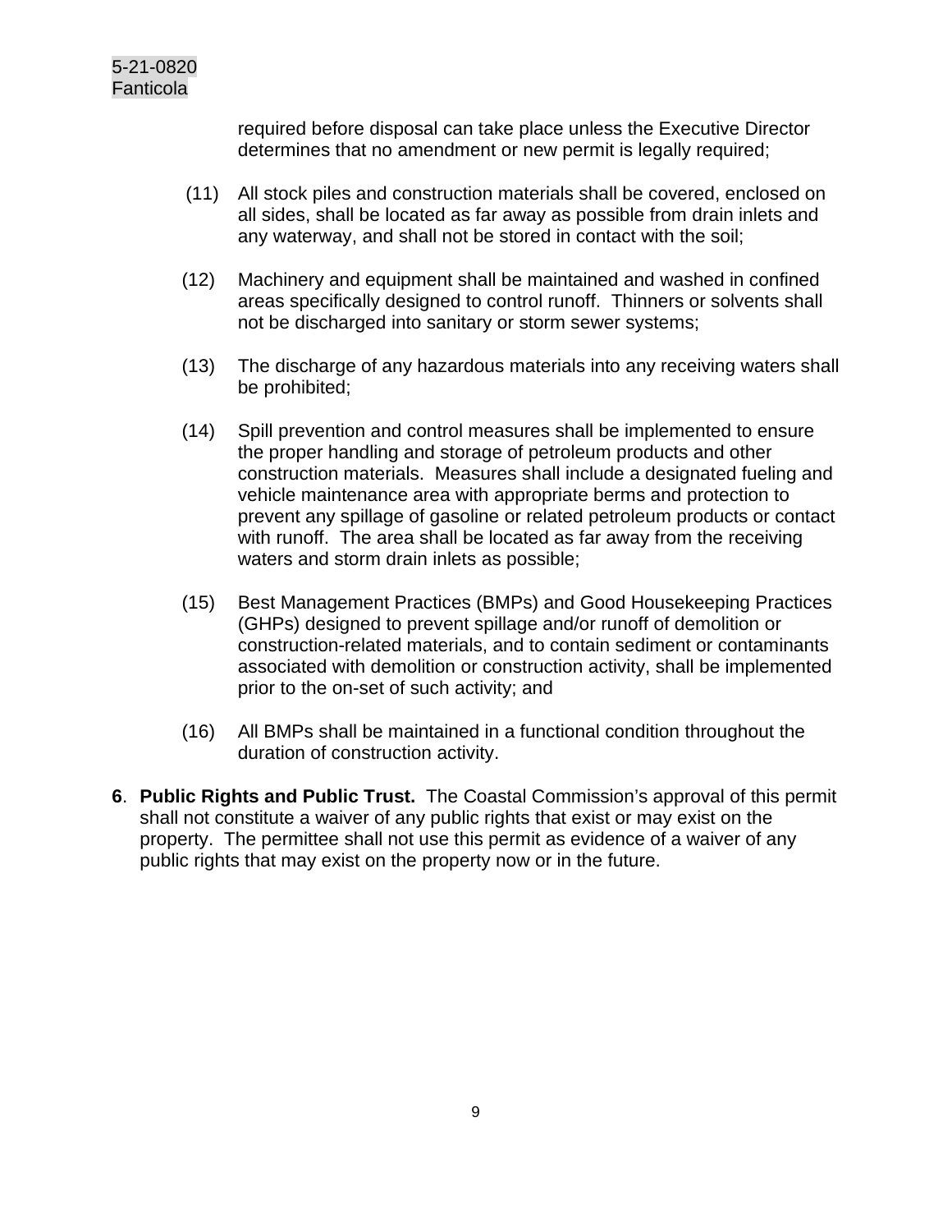required before disposal can take place unless the Executive Director determines that no amendment or new permit is legally required;

(11) All stock piles and construction materials shall be covered, enclosed on all sides, shall be located as far away as possible from drain inlets and any waterway, and shall not be stored in contact with the soil;

(12) Machinery and equipment shall be maintained and washed in confined areas specifically designed to control runoff. Thinners or solvents shall not be discharged into sanitary or storm sewer systems;

(13) The discharge of any hazardous materials into any receiving waters shall be prohibited;

(14) Spill prevention and control measures shall be implemented to ensure the proper handling and storage of petroleum products and other construction materials. Measures shall include a designated fueling and vehicle maintenance area with appropriate berms and protection to prevent any spillage of gasoline or related petroleum products or contact with runoff. The area shall be located as far away from the receiving waters and storm drain inlets as possible;

(15) Best Management Practices (BMPs) and Good Housekeeping Practices (GHPs) designed to prevent spillage and/or runoff of demolition or construction-related materials, and to contain sediment or contaminants associated with demolition or construction activity, shall be implemented prior to the on-set of such activity; and

(16) All BMPs shall be maintained in a functional condition throughout the duration of construction activity.

**6**. **Public Rights and Public Trust.** The Coastal Commission's approval of this permit shall not constitute a waiver of any public rights that exist or may exist on the property. The permittee shall not use this permit as evidence of a waiver of any public rights that may exist on the property now or in the future.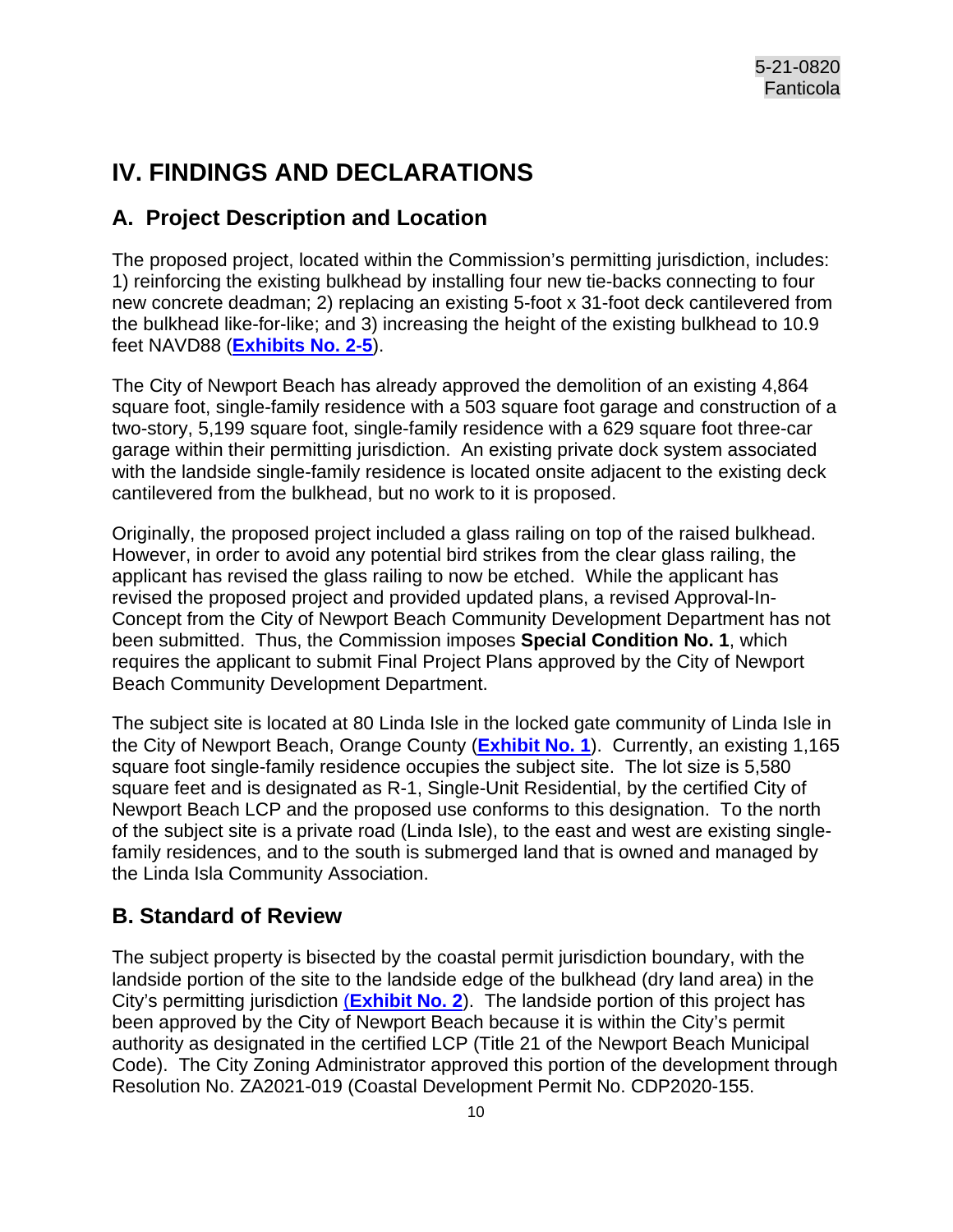# IV. FINDINGS AND DECLARATIONS

## A. Project Description and Location

The proposed project, located within the Commission's permitting jurisdiction, includes: 1) reinforcing the existing bulkhead by installing four new tie-backs connecting to four new concrete deadman; 2) replacing an existing 5-foot x 31-foot deck cantilevered from the bulkhead like-for-like; and 3) increasing the height of the existing bulkhead to 10.9 feet NAVD88 (**Exhibits No. 2-5**).

The City of Newport Beach has already approved the demolition of an existing 4,864 square foot, single-family residence with a 503 square foot garage and construction of a two-story, 5,199 square foot, single-family residence with a 629 square foot three-car garage within their permitting jurisdiction. An existing private dock system associated with the landside single-family residence is located onsite adjacent to the existing deck cantilevered from the bulkhead, but no work to it is proposed.

Originally, the proposed project included a glass railing on top of the raised bulkhead. However, in order to avoid any potential bird strikes from the clear glass railing, the applicant has revised the glass railing to now be etched. While the applicant has revised the proposed project and provided updated plans, a revised Approval-In-Concept from the City of Newport Beach Community Development Department has not been submitted. Thus, the Commission imposes **Special Condition No. 1**, which requires the applicant to submit Final Project Plans approved by the City of Newport Beach Community Development Department.

The subject site is located at 80 Linda Isle in the locked gate community of Linda Isle in the City of Newport Beach, Orange County (**Exhibit No. 1**). Currently, an existing 1,165 square foot single-family residence occupies the subject site. The lot size is 5,580 square feet and is designated as R-1, Single-Unit Residential, by the certified City of Newport Beach LCP and the proposed use conforms to this designation. To the north of the subject site is a private road (Linda Isle), to the east and west are existing single-family residences, and to the south is submerged land that is owned and managed by the Linda Isla Community Association.

## B. Standard of Review

The subject property is bisected by the coastal permit jurisdiction boundary, with the landside portion of the site to the landside edge of the bulkhead (dry land area) in the City's permitting jurisdiction (**Exhibit No. 2**). The landside portion of this project has been approved by the City of Newport Beach because it is within the City's permit authority as designated in the certified LCP (Title 21 of the Newport Beach Municipal Code). The City Zoning Administrator approved this portion of the development through Resolution No. ZA2021-019 (Coastal Development Permit No. CDP2020-155.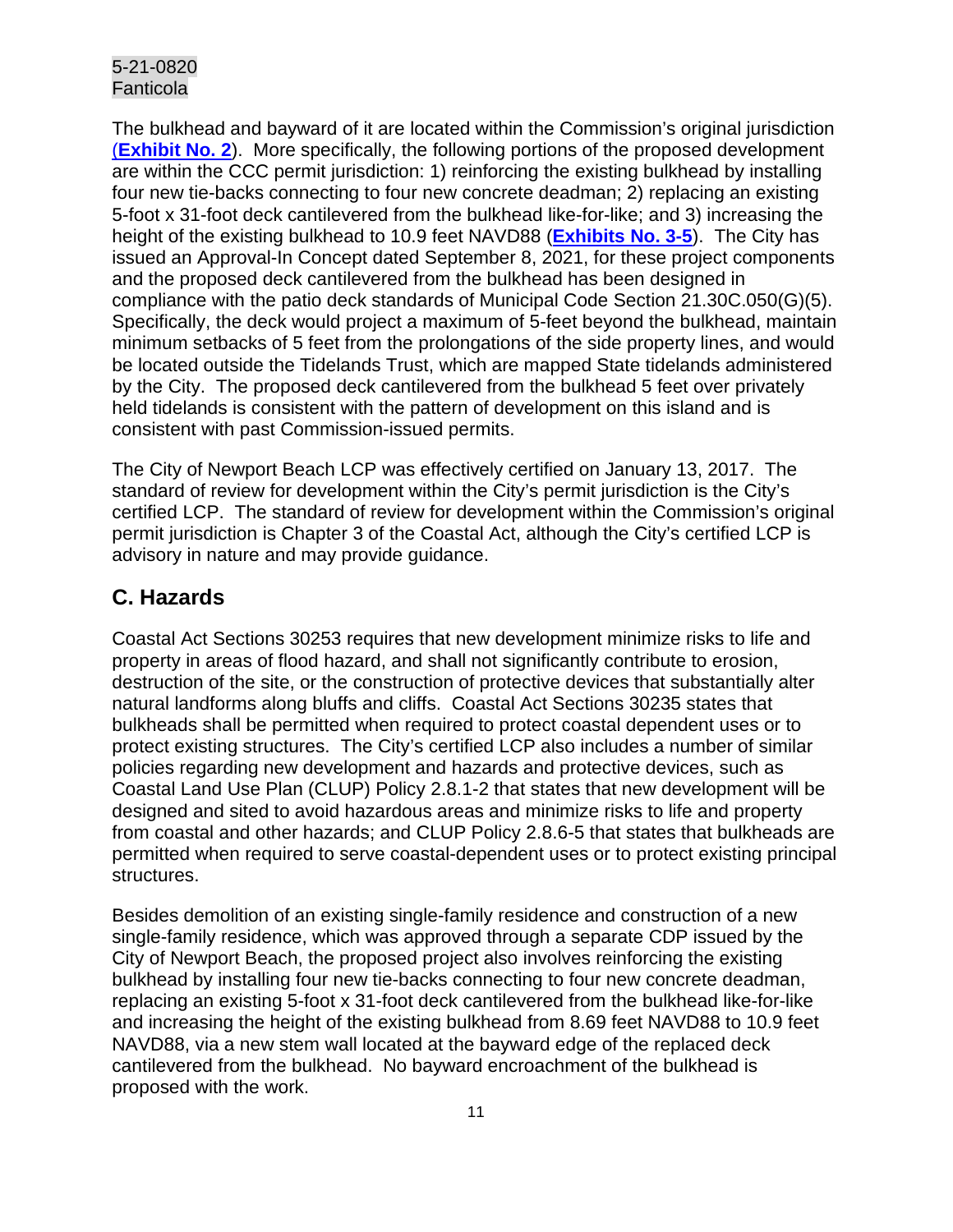The bulkhead and bayward of it are located within the Commission's original jurisdiction (**Exhibit No. 2**). More specifically, the following portions of the proposed development are within the CCC permit jurisdiction: 1) reinforcing the existing bulkhead by installing four new tie-backs connecting to four new concrete deadman; 2) replacing an existing 5-foot x 31-foot deck cantilevered from the bulkhead like-for-like; and 3) increasing the height of the existing bulkhead to 10.9 feet NAVD88 (**Exhibits No. 3-5**). The City has issued an Approval-In Concept dated September 8, 2021, for these project components and the proposed deck cantilevered from the bulkhead has been designed in compliance with the patio deck standards of Municipal Code Section 21.30C.050(G)(5). Specifically, the deck would project a maximum of 5-feet beyond the bulkhead, maintain minimum setbacks of 5 feet from the prolongations of the side property lines, and would be located outside the Tidelands Trust, which are mapped State tidelands administered by the City. The proposed deck cantilevered from the bulkhead 5 feet over privately held tidelands is consistent with the pattern of development on this island and is consistent with past Commission-issued permits.

The City of Newport Beach LCP was effectively certified on January 13, 2017. The standard of review for development within the City's permit jurisdiction is the City's certified LCP. The standard of review for development within the Commission's original permit jurisdiction is Chapter 3 of the Coastal Act, although the City's certified LCP is advisory in nature and may provide guidance.

## C. Hazards

Coastal Act Sections 30253 requires that new development minimize risks to life and property in areas of flood hazard, and shall not significantly contribute to erosion, destruction of the site, or the construction of protective devices that substantially alter natural landforms along bluffs and cliffs. Coastal Act Sections 30235 states that bulkheads shall be permitted when required to protect coastal dependent uses or to protect existing structures. The City's certified LCP also includes a number of similar policies regarding new development and hazards and protective devices, such as Coastal Land Use Plan (CLUP) Policy 2.8.1-2 that states that new development will be designed and sited to avoid hazardous areas and minimize risks to life and property from coastal and other hazards; and CLUP Policy 2.8.6-5 that states that bulkheads are permitted when required to serve coastal-dependent uses or to protect existing principal structures.

Besides demolition of an existing single-family residence and construction of a new single-family residence, which was approved through a separate CDP issued by the City of Newport Beach, the proposed project also involves reinforcing the existing bulkhead by installing four new tie-backs connecting to four new concrete deadman, replacing an existing 5-foot x 31-foot deck cantilevered from the bulkhead like-for-like and increasing the height of the existing bulkhead from 8.69 feet NAVD88 to 10.9 feet NAVD88, via a new stem wall located at the bayward edge of the replaced deck cantilevered from the bulkhead. No bayward encroachment of the bulkhead is proposed with the work.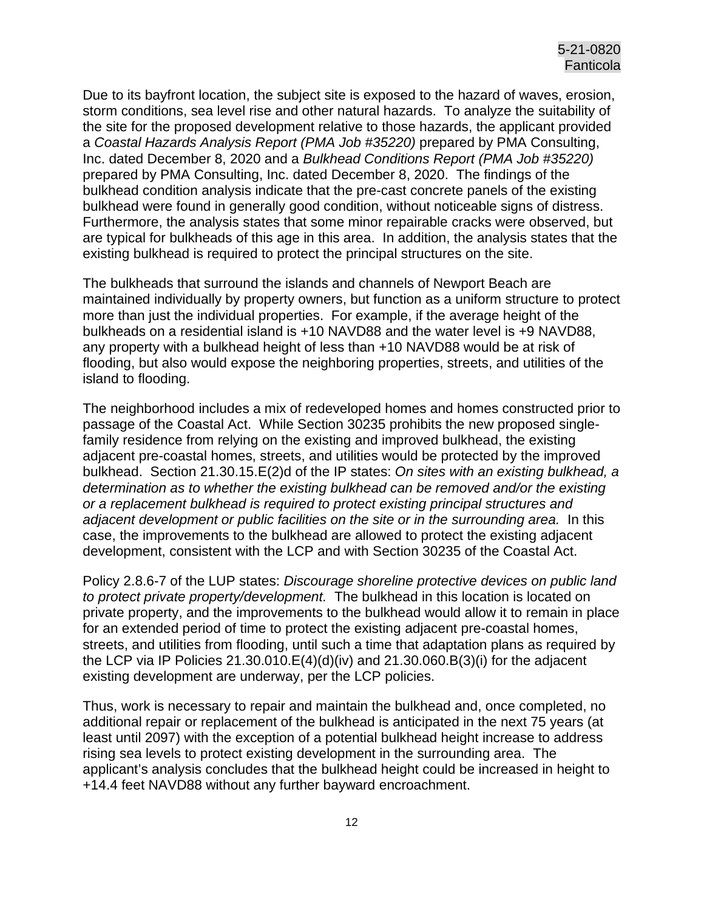Due to its bayfront location, the subject site is exposed to the hazard of waves, erosion, storm conditions, sea level rise and other natural hazards. To analyze the suitability of the site for the proposed development relative to those hazards, the applicant provided a *Coastal Hazards Analysis Report (PMA Job #35220)* prepared by PMA Consulting, Inc. dated December 8, 2020 and a *Bulkhead Conditions Report (PMA Job #35220)* prepared by PMA Consulting, Inc. dated December 8, 2020. The findings of the bulkhead condition analysis indicate that the pre-cast concrete panels of the existing bulkhead were found in generally good condition, without noticeable signs of distress. Furthermore, the analysis states that some minor repairable cracks were observed, but are typical for bulkheads of this age in this area. In addition, the analysis states that the existing bulkhead is required to protect the principal structures on the site.

The bulkheads that surround the islands and channels of Newport Beach are maintained individually by property owners, but function as a uniform structure to protect more than just the individual properties. For example, if the average height of the bulkheads on a residential island is +10 NAVD88 and the water level is +9 NAVD88, any property with a bulkhead height of less than +10 NAVD88 would be at risk of flooding, but also would expose the neighboring properties, streets, and utilities of the island to flooding.

The neighborhood includes a mix of redeveloped homes and homes constructed prior to passage of the Coastal Act. While Section 30235 prohibits the new proposed single-family residence from relying on the existing and improved bulkhead, the existing adjacent pre-coastal homes, streets, and utilities would be protected by the improved bulkhead. Section 21.30.15.E(2)d of the IP states: *On sites with an existing bulkhead, a determination as to whether the existing bulkhead can be removed and/or the existing or a replacement bulkhead is required to protect existing principal structures and adjacent development or public facilities on the site or in the surrounding area.* In this case, the improvements to the bulkhead are allowed to protect the existing adjacent development, consistent with the LCP and with Section 30235 of the Coastal Act.

Policy 2.8.6-7 of the LUP states: *Discourage shoreline protective devices on public land to protect private property/development.* The bulkhead in this location is located on private property, and the improvements to the bulkhead would allow it to remain in place for an extended period of time to protect the existing adjacent pre-coastal homes, streets, and utilities from flooding, until such a time that adaptation plans as required by the LCP via IP Policies 21.30.010.E(4)(d)(iv) and 21.30.060.B(3)(i) for the adjacent existing development are underway, per the LCP policies.

Thus, work is necessary to repair and maintain the bulkhead and, once completed, no additional repair or replacement of the bulkhead is anticipated in the next 75 years (at least until 2097) with the exception of a potential bulkhead height increase to address rising sea levels to protect existing development in the surrounding area. The applicant's analysis concludes that the bulkhead height could be increased in height to +14.4 feet NAVD88 without any further bayward encroachment.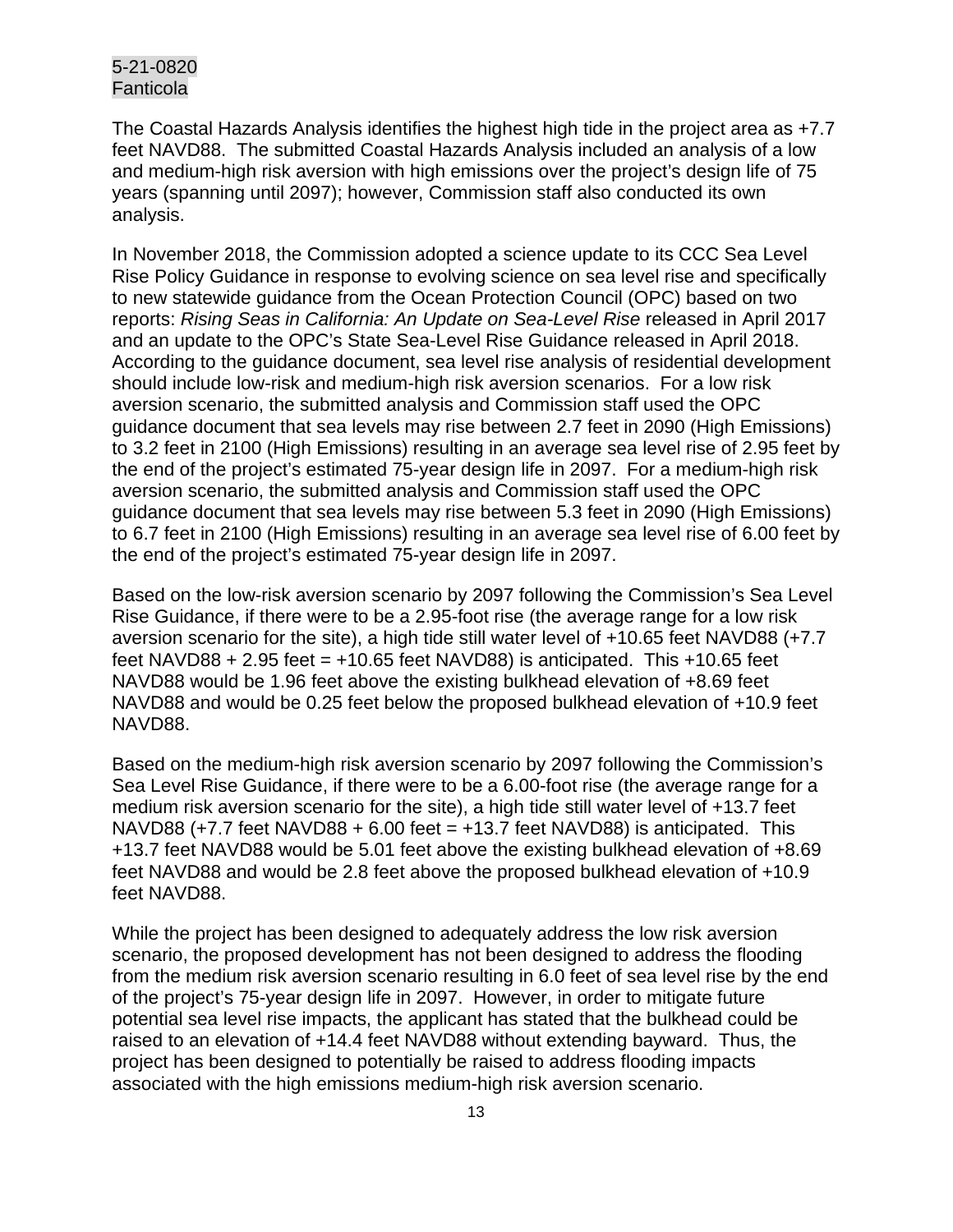The Coastal Hazards Analysis identifies the highest high tide in the project area as +7.7 feet NAVD88. The submitted Coastal Hazards Analysis included an analysis of a low and medium-high risk aversion with high emissions over the project's design life of 75 years (spanning until 2097); however, Commission staff also conducted its own analysis.

In November 2018, the Commission adopted a science update to its CCC Sea Level Rise Policy Guidance in response to evolving science on sea level rise and specifically to new statewide guidance from the Ocean Protection Council (OPC) based on two reports: *Rising Seas in California: An Update on Sea-Level Rise* released in April 2017 and an update to the OPC's State Sea-Level Rise Guidance released in April 2018. According to the guidance document, sea level rise analysis of residential development should include low-risk and medium-high risk aversion scenarios. For a low risk aversion scenario, the submitted analysis and Commission staff used the OPC guidance document that sea levels may rise between 2.7 feet in 2090 (High Emissions) to 3.2 feet in 2100 (High Emissions) resulting in an average sea level rise of 2.95 feet by the end of the project's estimated 75-year design life in 2097. For a medium-high risk aversion scenario, the submitted analysis and Commission staff used the OPC guidance document that sea levels may rise between 5.3 feet in 2090 (High Emissions) to 6.7 feet in 2100 (High Emissions) resulting in an average sea level rise of 6.00 feet by the end of the project's estimated 75-year design life in 2097.

Based on the low-risk aversion scenario by 2097 following the Commission's Sea Level Rise Guidance, if there were to be a 2.95-foot rise (the average range for a low risk aversion scenario for the site), a high tide still water level of +10.65 feet NAVD88 (+7.7 feet NAVD88 + 2.95 feet = +10.65 feet NAVD88) is anticipated. This +10.65 feet NAVD88 would be 1.96 feet above the existing bulkhead elevation of +8.69 feet NAVD88 and would be 0.25 feet below the proposed bulkhead elevation of +10.9 feet NAVD88.

Based on the medium-high risk aversion scenario by 2097 following the Commission's Sea Level Rise Guidance, if there were to be a 6.00-foot rise (the average range for a medium risk aversion scenario for the site), a high tide still water level of +13.7 feet NAVD88 (+7.7 feet NAVD88 + 6.00 feet = +13.7 feet NAVD88) is anticipated. This +13.7 feet NAVD88 would be 5.01 feet above the existing bulkhead elevation of +8.69 feet NAVD88 and would be 2.8 feet above the proposed bulkhead elevation of +10.9 feet NAVD88.

While the project has been designed to adequately address the low risk aversion scenario, the proposed development has not been designed to address the flooding from the medium risk aversion scenario resulting in 6.0 feet of sea level rise by the end of the project's 75-year design life in 2097. However, in order to mitigate future potential sea level rise impacts, the applicant has stated that the bulkhead could be raised to an elevation of +14.4 feet NAVD88 without extending bayward. Thus, the project has been designed to potentially be raised to address flooding impacts associated with the high emissions medium-high risk aversion scenario.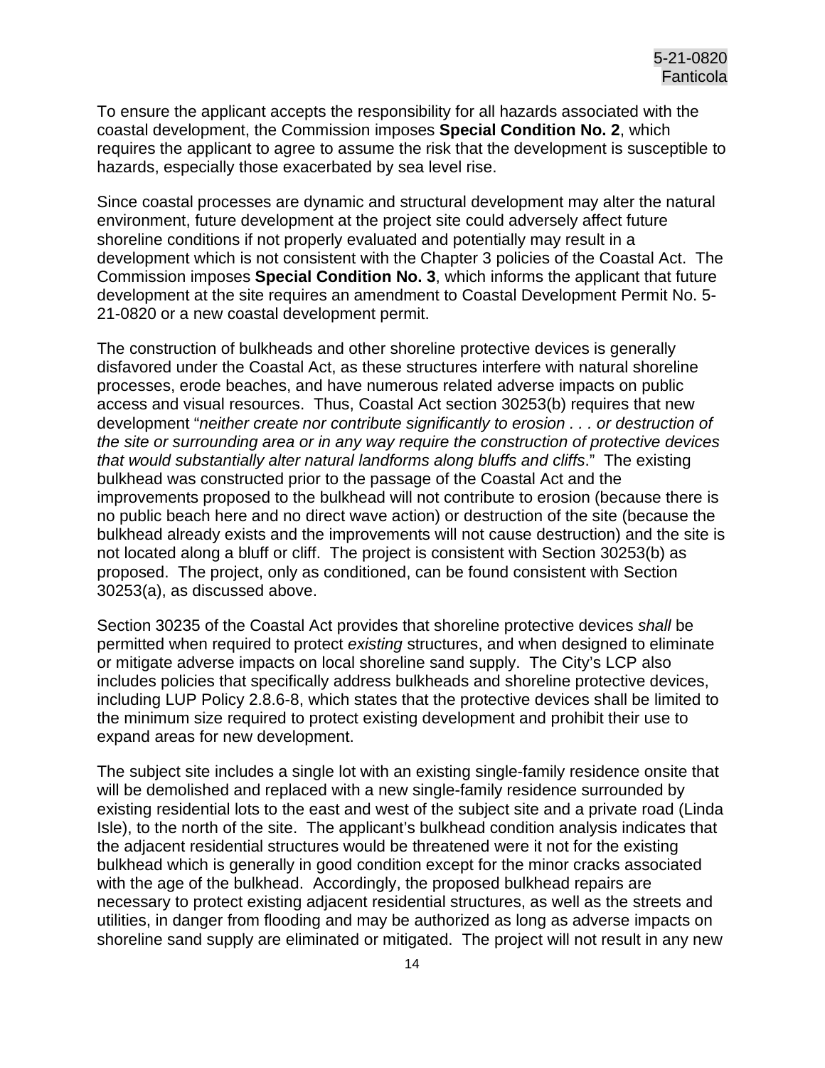To ensure the applicant accepts the responsibility for all hazards associated with the coastal development, the Commission imposes **Special Condition No. 2**, which requires the applicant to agree to assume the risk that the development is susceptible to hazards, especially those exacerbated by sea level rise.

Since coastal processes are dynamic and structural development may alter the natural environment, future development at the project site could adversely affect future shoreline conditions if not properly evaluated and potentially may result in a development which is not consistent with the Chapter 3 policies of the Coastal Act. The Commission imposes **Special Condition No. 3**, which informs the applicant that future development at the site requires an amendment to Coastal Development Permit No. 5-21-0820 or a new coastal development permit.

The construction of bulkheads and other shoreline protective devices is generally disfavored under the Coastal Act, as these structures interfere with natural shoreline processes, erode beaches, and have numerous related adverse impacts on public access and visual resources. Thus, Coastal Act section 30253(b) requires that new development "*neither create nor contribute significantly to erosion . . . or destruction of the site or surrounding area or in any way require the construction of protective devices that would substantially alter natural landforms along bluffs and cliffs*." The existing bulkhead was constructed prior to the passage of the Coastal Act and the improvements proposed to the bulkhead will not contribute to erosion (because there is no public beach here and no direct wave action) or destruction of the site (because the bulkhead already exists and the improvements will not cause destruction) and the site is not located along a bluff or cliff. The project is consistent with Section 30253(b) as proposed. The project, only as conditioned, can be found consistent with Section 30253(a), as discussed above.

Section 30235 of the Coastal Act provides that shoreline protective devices *shall* be permitted when required to protect *existing* structures, and when designed to eliminate or mitigate adverse impacts on local shoreline sand supply. The City's LCP also includes policies that specifically address bulkheads and shoreline protective devices, including LUP Policy 2.8.6-8, which states that the protective devices shall be limited to the minimum size required to protect existing development and prohibit their use to expand areas for new development.

The subject site includes a single lot with an existing single-family residence onsite that will be demolished and replaced with a new single-family residence surrounded by existing residential lots to the east and west of the subject site and a private road (Linda Isle), to the north of the site. The applicant's bulkhead condition analysis indicates that the adjacent residential structures would be threatened were it not for the existing bulkhead which is generally in good condition except for the minor cracks associated with the age of the bulkhead. Accordingly, the proposed bulkhead repairs are necessary to protect existing adjacent residential structures, as well as the streets and utilities, in danger from flooding and may be authorized as long as adverse impacts on shoreline sand supply are eliminated or mitigated. The project will not result in any new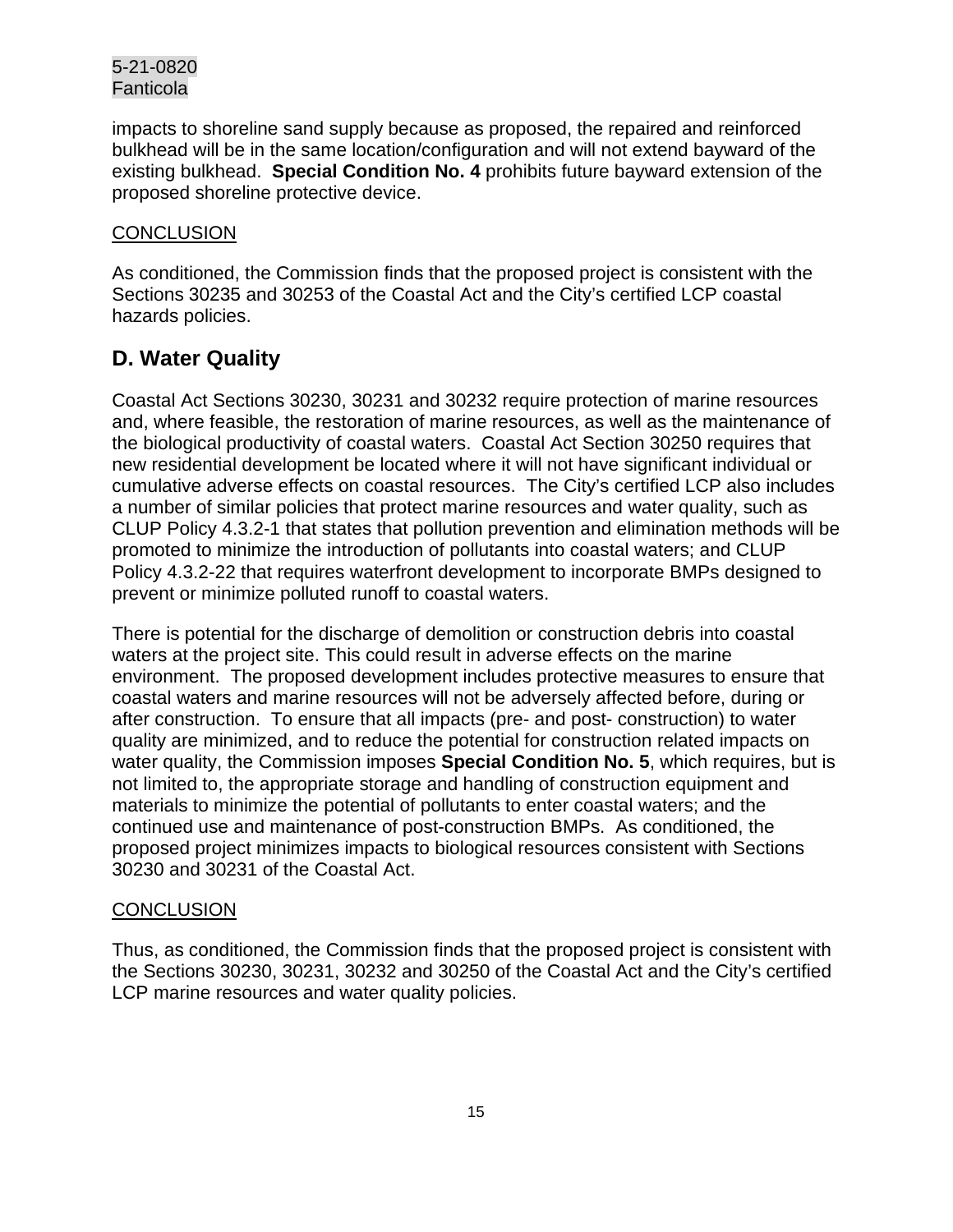impacts to shoreline sand supply because as proposed, the repaired and reinforced bulkhead will be in the same location/configuration and will not extend bayward of the existing bulkhead. **Special Condition No. 4** prohibits future bayward extension of the proposed shoreline protective device.

<u>CONCLUSION</u>

As conditioned, the Commission finds that the proposed project is consistent with the Sections 30235 and 30253 of the Coastal Act and the City's certified LCP coastal hazards policies.

## D. Water Quality

Coastal Act Sections 30230, 30231 and 30232 require protection of marine resources and, where feasible, the restoration of marine resources, as well as the maintenance of the biological productivity of coastal waters. Coastal Act Section 30250 requires that new residential development be located where it will not have significant individual or cumulative adverse effects on coastal resources. The City's certified LCP also includes a number of similar policies that protect marine resources and water quality, such as CLUP Policy 4.3.2-1 that states that pollution prevention and elimination methods will be promoted to minimize the introduction of pollutants into coastal waters; and CLUP Policy 4.3.2-22 that requires waterfront development to incorporate BMPs designed to prevent or minimize polluted runoff to coastal waters.

There is potential for the discharge of demolition or construction debris into coastal waters at the project site. This could result in adverse effects on the marine environment. The proposed development includes protective measures to ensure that coastal waters and marine resources will not be adversely affected before, during or after construction. To ensure that all impacts (pre- and post- construction) to water quality are minimized, and to reduce the potential for construction related impacts on water quality, the Commission imposes **Special Condition No. 5**, which requires, but is not limited to, the appropriate storage and handling of construction equipment and materials to minimize the potential of pollutants to enter coastal waters; and the continued use and maintenance of post-construction BMPs. As conditioned, the proposed project minimizes impacts to biological resources consistent with Sections 30230 and 30231 of the Coastal Act.

<u>CONCLUSION</u>

Thus, as conditioned, the Commission finds that the proposed project is consistent with the Sections 30230, 30231, 30232 and 30250 of the Coastal Act and the City's certified LCP marine resources and water quality policies.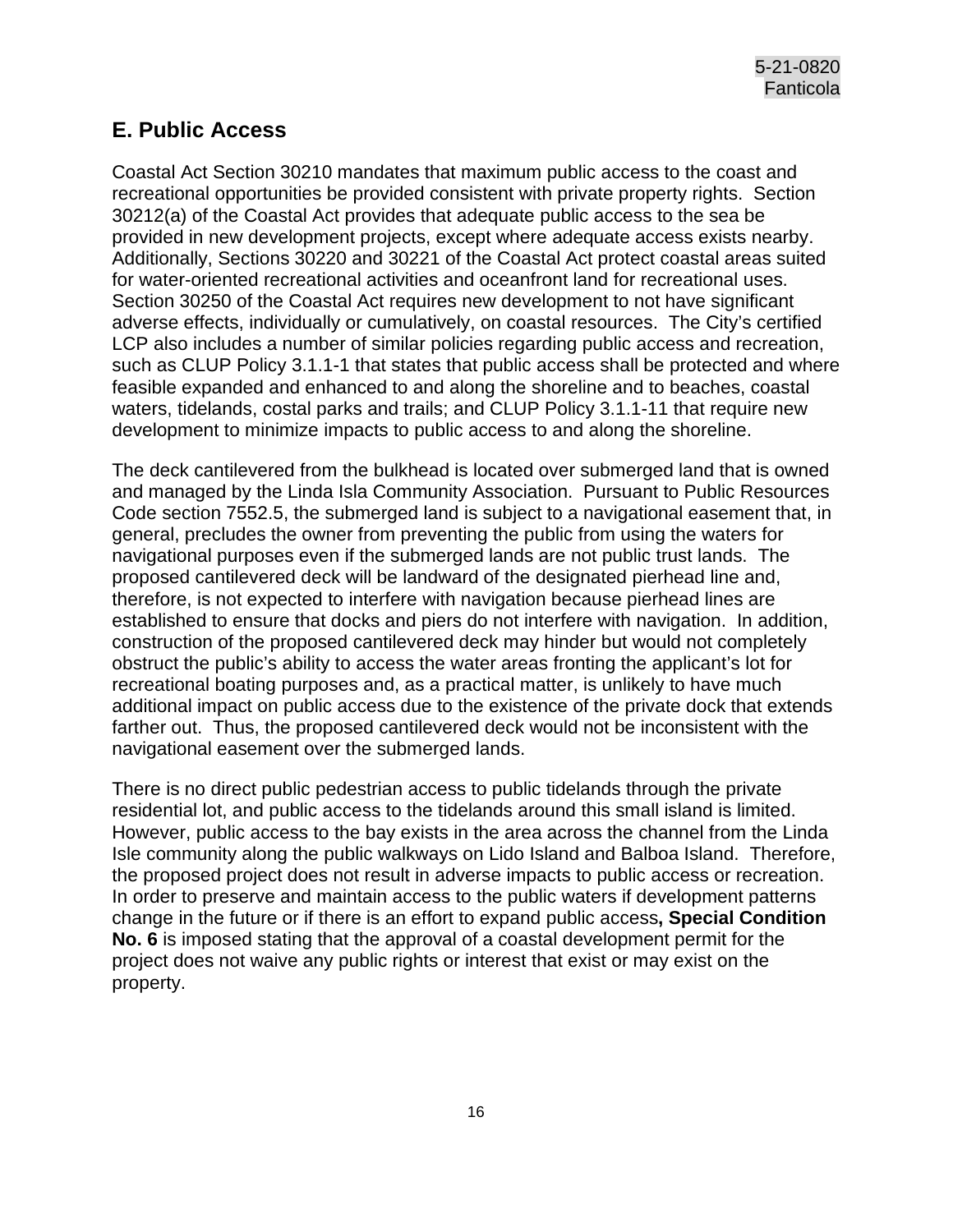## E. Public Access

Coastal Act Section 30210 mandates that maximum public access to the coast and recreational opportunities be provided consistent with private property rights. Section 30212(a) of the Coastal Act provides that adequate public access to the sea be provided in new development projects, except where adequate access exists nearby. Additionally, Sections 30220 and 30221 of the Coastal Act protect coastal areas suited for water-oriented recreational activities and oceanfront land for recreational uses. Section 30250 of the Coastal Act requires new development to not have significant adverse effects, individually or cumulatively, on coastal resources. The City's certified LCP also includes a number of similar policies regarding public access and recreation, such as CLUP Policy 3.1.1-1 that states that public access shall be protected and where feasible expanded and enhanced to and along the shoreline and to beaches, coastal waters, tidelands, costal parks and trails; and CLUP Policy 3.1.1-11 that require new development to minimize impacts to public access to and along the shoreline.

The deck cantilevered from the bulkhead is located over submerged land that is owned and managed by the Linda Isla Community Association. Pursuant to Public Resources Code section 7552.5, the submerged land is subject to a navigational easement that, in general, precludes the owner from preventing the public from using the waters for navigational purposes even if the submerged lands are not public trust lands. The proposed cantilevered deck will be landward of the designated pierhead line and, therefore, is not expected to interfere with navigation because pierhead lines are established to ensure that docks and piers do not interfere with navigation. In addition, construction of the proposed cantilevered deck may hinder but would not completely obstruct the public's ability to access the water areas fronting the applicant's lot for recreational boating purposes and, as a practical matter, is unlikely to have much additional impact on public access due to the existence of the private dock that extends farther out. Thus, the proposed cantilevered deck would not be inconsistent with the navigational easement over the submerged lands.

There is no direct public pedestrian access to public tidelands through the private residential lot, and public access to the tidelands around this small island is limited. However, public access to the bay exists in the area across the channel from the Linda Isle community along the public walkways on Lido Island and Balboa Island. Therefore, the proposed project does not result in adverse impacts to public access or recreation. In order to preserve and maintain access to the public waters if development patterns change in the future or if there is an effort to expand public access**, Special Condition No. 6** is imposed stating that the approval of a coastal development permit for the project does not waive any public rights or interest that exist or may exist on the property.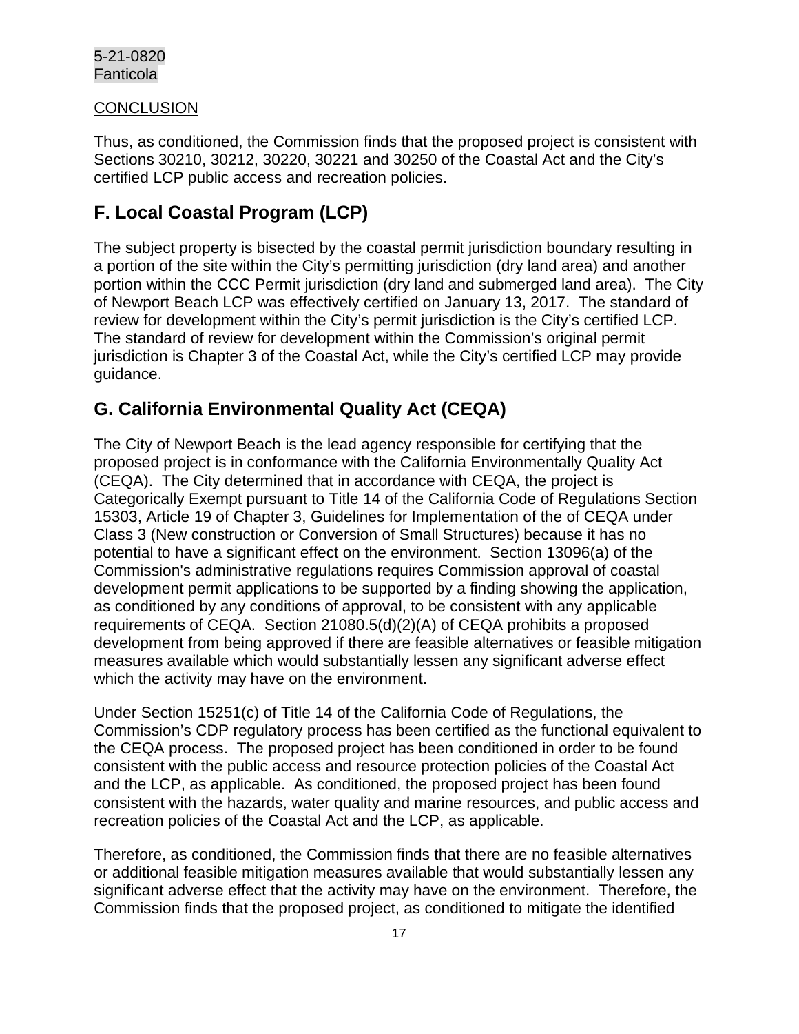CONCLUSION

Thus, as conditioned, the Commission finds that the proposed project is consistent with Sections 30210, 30212, 30220, 30221 and 30250 of the Coastal Act and the City's certified LCP public access and recreation policies.

## F. Local Coastal Program (LCP)

The subject property is bisected by the coastal permit jurisdiction boundary resulting in a portion of the site within the City's permitting jurisdiction (dry land area) and another portion within the CCC Permit jurisdiction (dry land and submerged land area). The City of Newport Beach LCP was effectively certified on January 13, 2017. The standard of review for development within the City's permit jurisdiction is the City's certified LCP. The standard of review for development within the Commission's original permit jurisdiction is Chapter 3 of the Coastal Act, while the City's certified LCP may provide guidance.

## G. California Environmental Quality Act (CEQA)

The City of Newport Beach is the lead agency responsible for certifying that the proposed project is in conformance with the California Environmentally Quality Act (CEQA). The City determined that in accordance with CEQA, the project is Categorically Exempt pursuant to Title 14 of the California Code of Regulations Section 15303, Article 19 of Chapter 3, Guidelines for Implementation of the of CEQA under Class 3 (New construction or Conversion of Small Structures) because it has no potential to have a significant effect on the environment. Section 13096(a) of the Commission's administrative regulations requires Commission approval of coastal development permit applications to be supported by a finding showing the application, as conditioned by any conditions of approval, to be consistent with any applicable requirements of CEQA. Section 21080.5(d)(2)(A) of CEQA prohibits a proposed development from being approved if there are feasible alternatives or feasible mitigation measures available which would substantially lessen any significant adverse effect which the activity may have on the environment.

Under Section 15251(c) of Title 14 of the California Code of Regulations, the Commission's CDP regulatory process has been certified as the functional equivalent to the CEQA process. The proposed project has been conditioned in order to be found consistent with the public access and resource protection policies of the Coastal Act and the LCP, as applicable. As conditioned, the proposed project has been found consistent with the hazards, water quality and marine resources, and public access and recreation policies of the Coastal Act and the LCP, as applicable.

Therefore, as conditioned, the Commission finds that there are no feasible alternatives or additional feasible mitigation measures available that would substantially lessen any significant adverse effect that the activity may have on the environment. Therefore, the Commission finds that the proposed project, as conditioned to mitigate the identified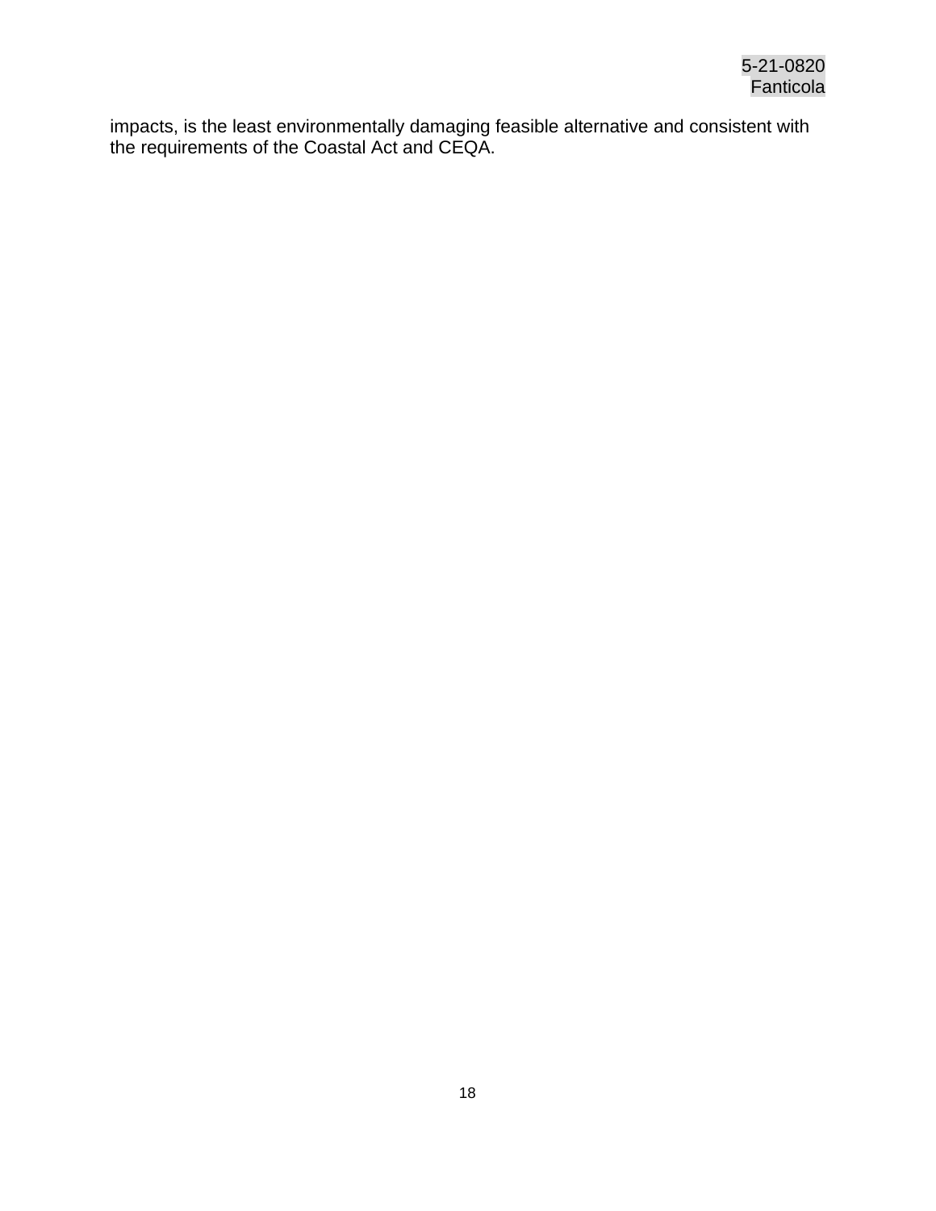impacts, is the least environmentally damaging feasible alternative and consistent with the requirements of the Coastal Act and CEQA.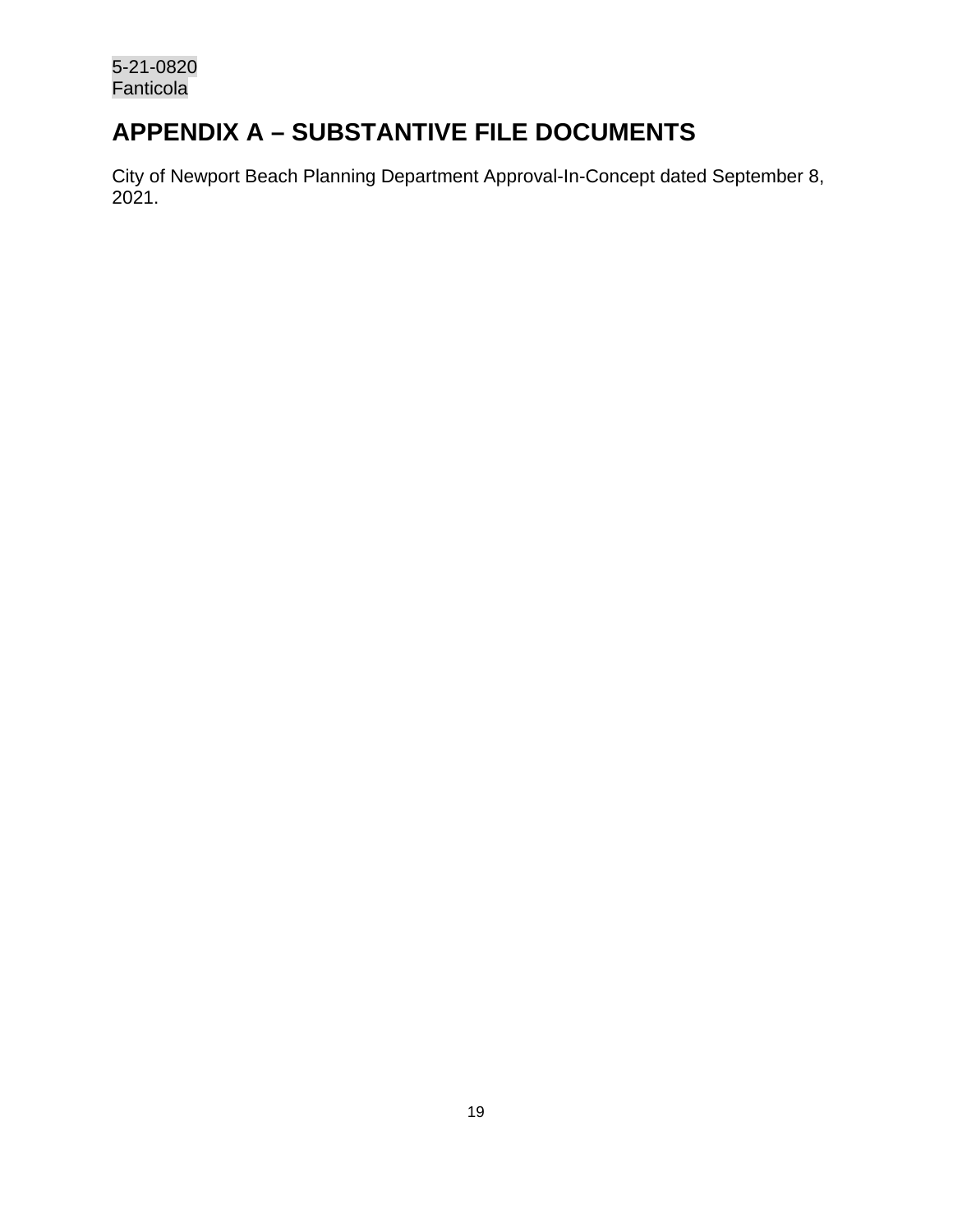# APPENDIX A – SUBSTANTIVE FILE DOCUMENTS

City of Newport Beach Planning Department Approval-In-Concept dated September 8, 2021.